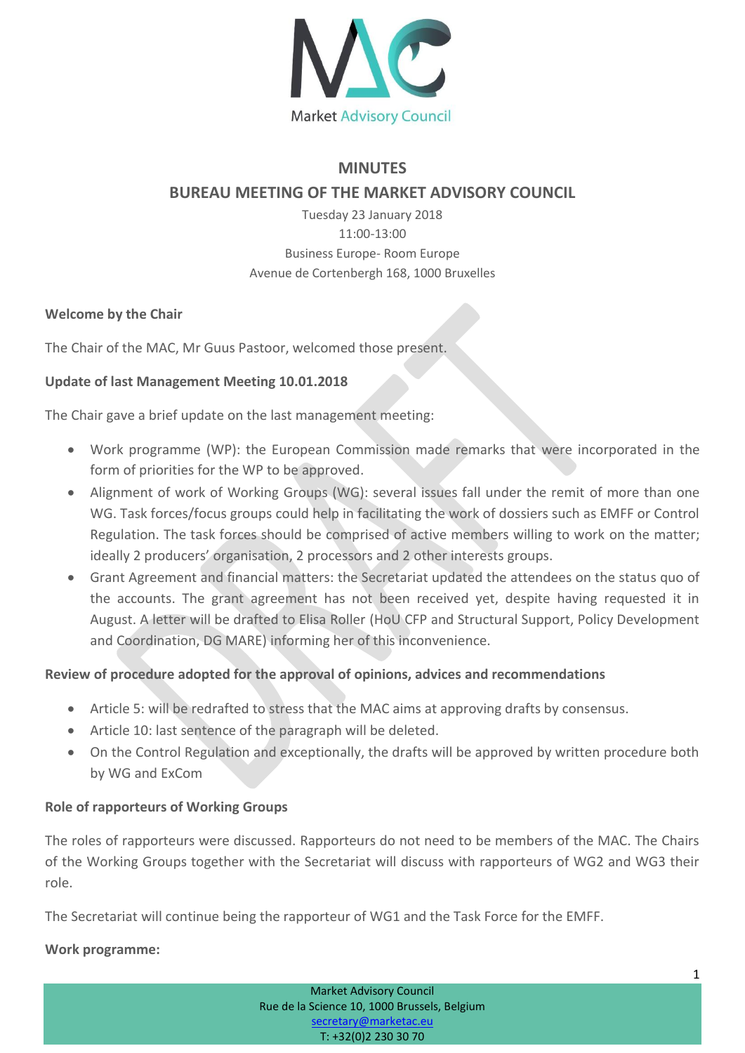# MINUTES

## BUREAU MEETING OF THE MARKET ADVISORY COUNCIL

Tuesday 23 January 2018

11:00-13:00

Business Europe- Room Europe

Avenue de Cortenbergh 168, 1000 Bruxelles

**Welcome by the Chair**

The Chair of the MAC, Mr Guus Pastoor, welcomed those present.

**Update of last Management Meeting 10.01.2018**

The Chair gave a brief update on the last management meeting:

- Work programme (WP): the European Commission made remarks that were incorporated in the form of priorities for the WP to be approved.
- Alignment of work of Working Groups (WG): several issues fall under the remit of more than one WG. Task forces/focus groups could help in facilitating the work of dossiers such as EMFF or Control Regulation. The task forces should be comprised of active members willing to work on the matter; ideally 2 producers' organisation, 2 processors and 2 other interests groups.
- Grant Agreement and financial matters: the Secretariat updated the attendees on the status quo of the accounts. The grant agreement has not been received yet, despite having requested it in August. A letter will be drafted to Elisa Roller (HoU CFP and Structural Support, Policy Development and Coordination, DG MARE) informing her of this inconvenience.

**Review of procedure adopted for the approval of opinions, advices and recommendations**

- Article 5: will be redrafted to stress that the MAC aims at approving drafts by consensus.
- Article 10: last sentence of the paragraph will be deleted.
- On the Control Regulation and exceptionally, the drafts will be approved by written procedure both by WG and ExCom

**Role of rapporteurs of Working Groups**

The roles of rapporteurs were discussed. Rapporteurs do not need to be members of the MAC. The Chairs of the Working Groups together with the Secretariat will discuss with rapporteurs of WG2 and WG3 their role.

The Secretariat will continue being the rapporteur of WG1 and the Task Force for the EMFF.

**Work programme:**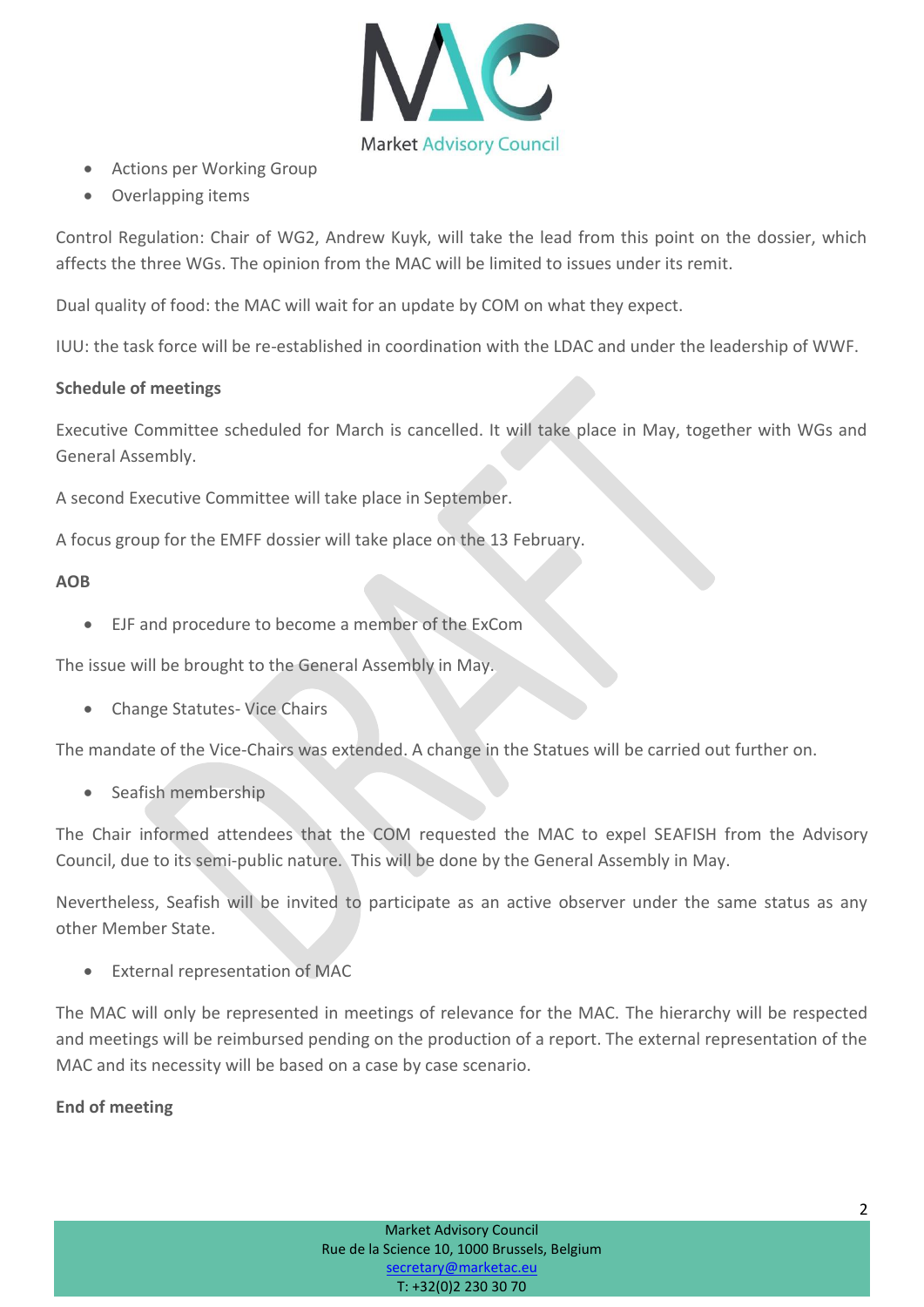- Actions per Working Group
- Overlapping items

Control Regulation: Chair of WG2, Andrew Kuyk, will take the lead from this point on the dossier, which affects the three WGs. The opinion from the MAC will be limited to issues under its remit.

Dual quality of food: the MAC will wait for an update by COM on what they expect.

IUU: the task force will be re-established in coordination with the LDAC and under the leadership of WWF.

**Schedule of meetings**

Executive Committee scheduled for March is cancelled. It will take place in May, together with WGs and General Assembly.

A second Executive Committee will take place in September.

A focus group for the EMFF dossier will take place on the 13 February.

**AOB**

- EJF and procedure to become a member of the ExCom

The issue will be brought to the General Assembly in May.

- Change Statutes- Vice Chairs

The mandate of the Vice-Chairs was extended. A change in the Statues will be carried out further on.

- Seafish membership

The Chair informed attendees that the COM requested the MAC to expel SEAFISH from the Advisory Council, due to its semi-public nature. This will be done by the General Assembly in May.

Nevertheless, Seafish will be invited to participate as an active observer under the same status as any other Member State.

- External representation of MAC

The MAC will only be represented in meetings of relevance for the MAC. The hierarchy will be respected and meetings will be reimbursed pending on the production of a report. The external representation of the MAC and its necessity will be based on a case by case scenario.

**End of meeting**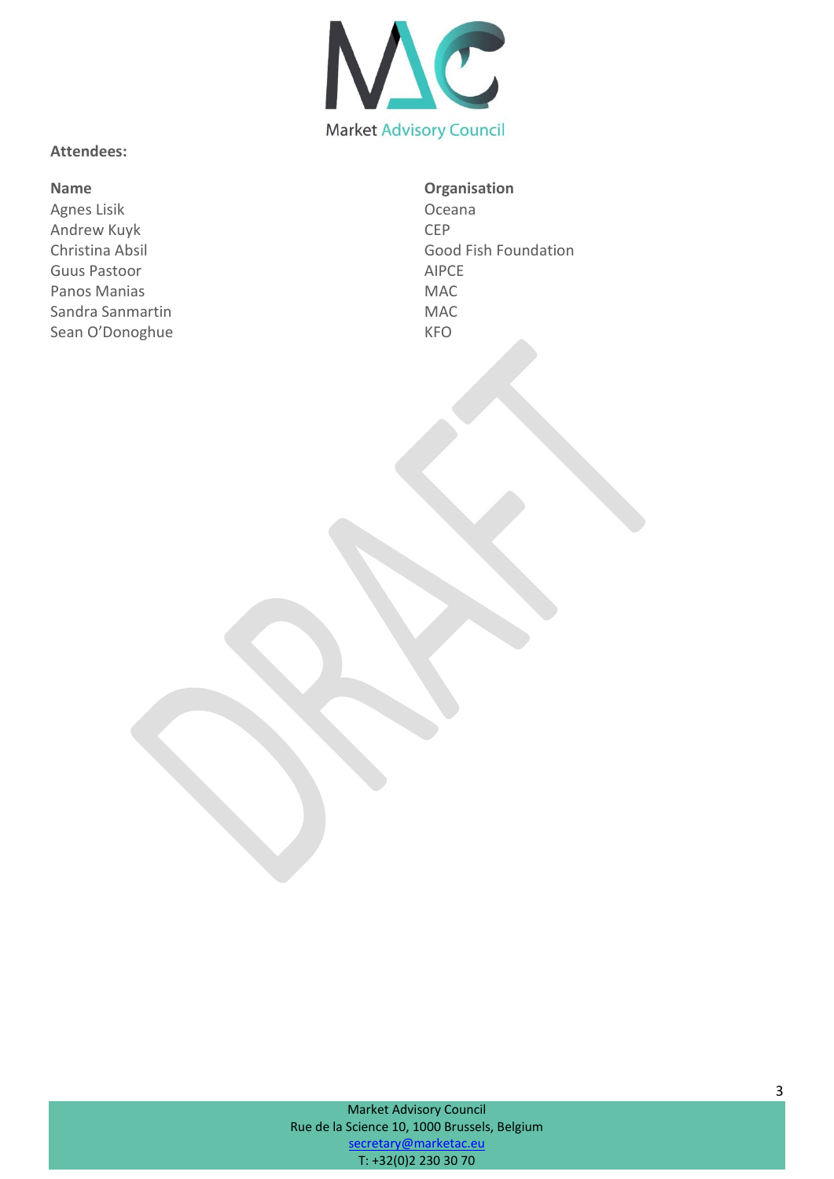**Attendees:**

| Name | Organisation |
| --- | --- |
| Agnes Lisik | Oceana |
| Andrew Kuyk | CEP |
| Christina Absil | Good Fish Foundation |
| Guus Pastoor | AIPCE |
| Panos Manias | MAC |
| Sandra Sanmartin | MAC |
| Sean O'Donoghue | KFO |